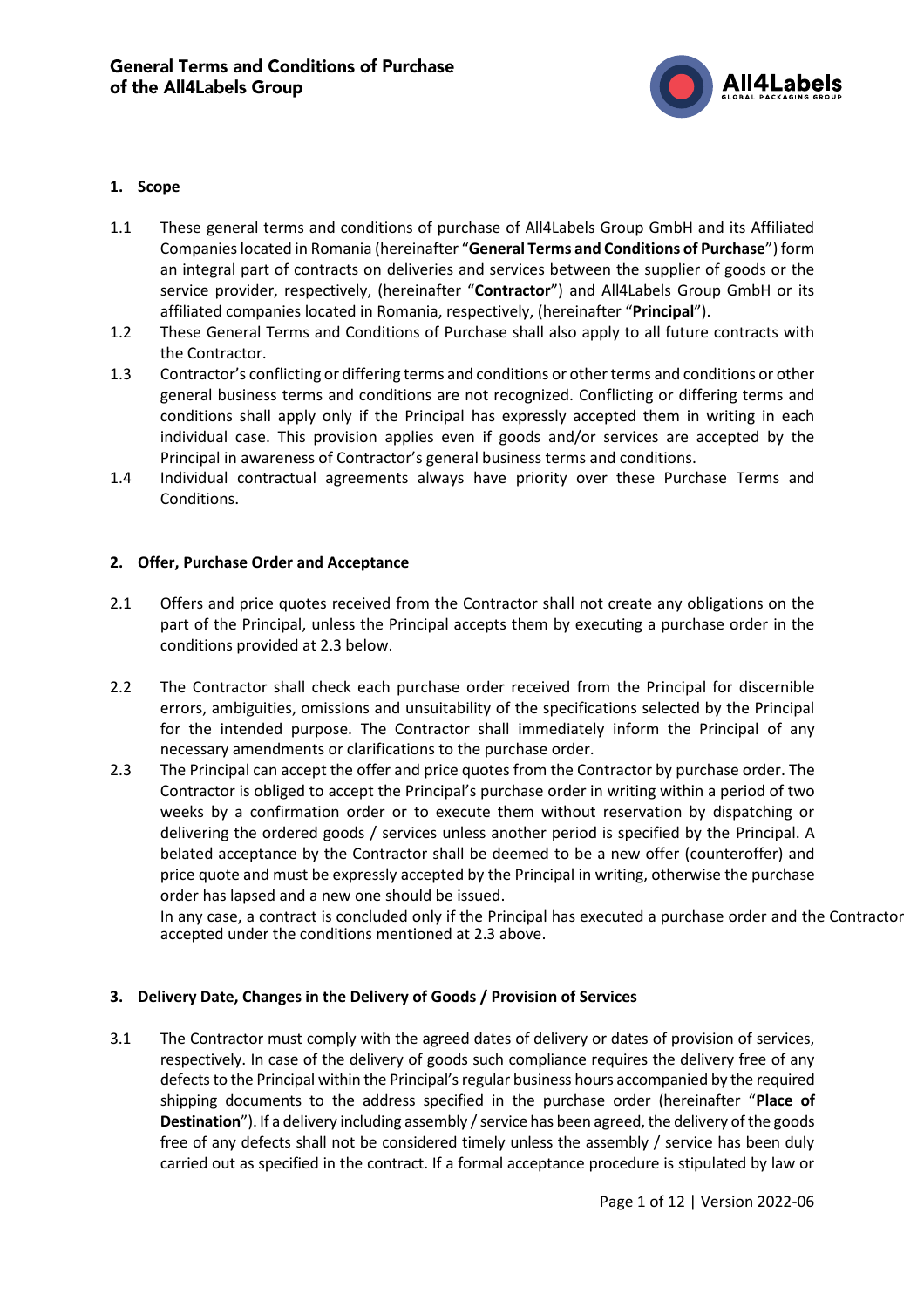# General Terms and Conditions of Purchase of the All4Labels Group

## 1. Scope

1.1 These general terms and conditions of purchase of All4Labels Group GmbH and its Affiliated Companies located in Romania (hereinafter "**General Terms and Conditions of Purchase**") form an integral part of contracts on deliveries and services between the supplier of goods or the service provider, respectively, (hereinafter "**Contractor**") and All4Labels Group GmbH or its affiliated companies located in Romania, respectively, (hereinafter "**Principal**").

1.2 These General Terms and Conditions of Purchase shall also apply to all future contracts with the Contractor.

1.3 Contractor's conflicting or differing terms and conditions or other terms and conditions or other general business terms and conditions are not recognized. Conflicting or differing terms and conditions shall apply only if the Principal has expressly accepted them in writing in each individual case. This provision applies even if goods and/or services are accepted by the Principal in awareness of Contractor's general business terms and conditions.

1.4 Individual contractual agreements always have priority over these Purchase Terms and Conditions.

## 2. Offer, Purchase Order and Acceptance

2.1 Offers and price quotes received from the Contractor shall not create any obligations on the part of the Principal, unless the Principal accepts them by executing a purchase order in the conditions provided at 2.3 below.

2.2 The Contractor shall check each purchase order received from the Principal for discernible errors, ambiguities, omissions and unsuitability of the specifications selected by the Principal for the intended purpose. The Contractor shall immediately inform the Principal of any necessary amendments or clarifications to the purchase order.

2.3 The Principal can accept the offer and price quotes from the Contractor by purchase order. The Contractor is obliged to accept the Principal's purchase order in writing within a period of two weeks by a confirmation order or to execute them without reservation by dispatching or delivering the ordered goods / services unless another period is specified by the Principal. A belated acceptance by the Contractor shall be deemed to be a new offer (counteroffer) and price quote and must be expressly accepted by the Principal in writing, otherwise the purchase order has lapsed and a new one should be issued.

In any case, a contract is concluded only if the Principal has executed a purchase order and the Contractor accepted under the conditions mentioned at 2.3 above.

## 3. Delivery Date, Changes in the Delivery of Goods / Provision of Services

3.1 The Contractor must comply with the agreed dates of delivery or dates of provision of services, respectively. In case of the delivery of goods such compliance requires the delivery free of any defects to the Principal within the Principal's regular business hours accompanied by the required shipping documents to the address specified in the purchase order (hereinafter "**Place of Destination**"). If a delivery including assembly / service has been agreed, the delivery of the goods free of any defects shall not be considered timely unless the assembly / service has been duly carried out as specified in the contract. If a formal acceptance procedure is stipulated by law or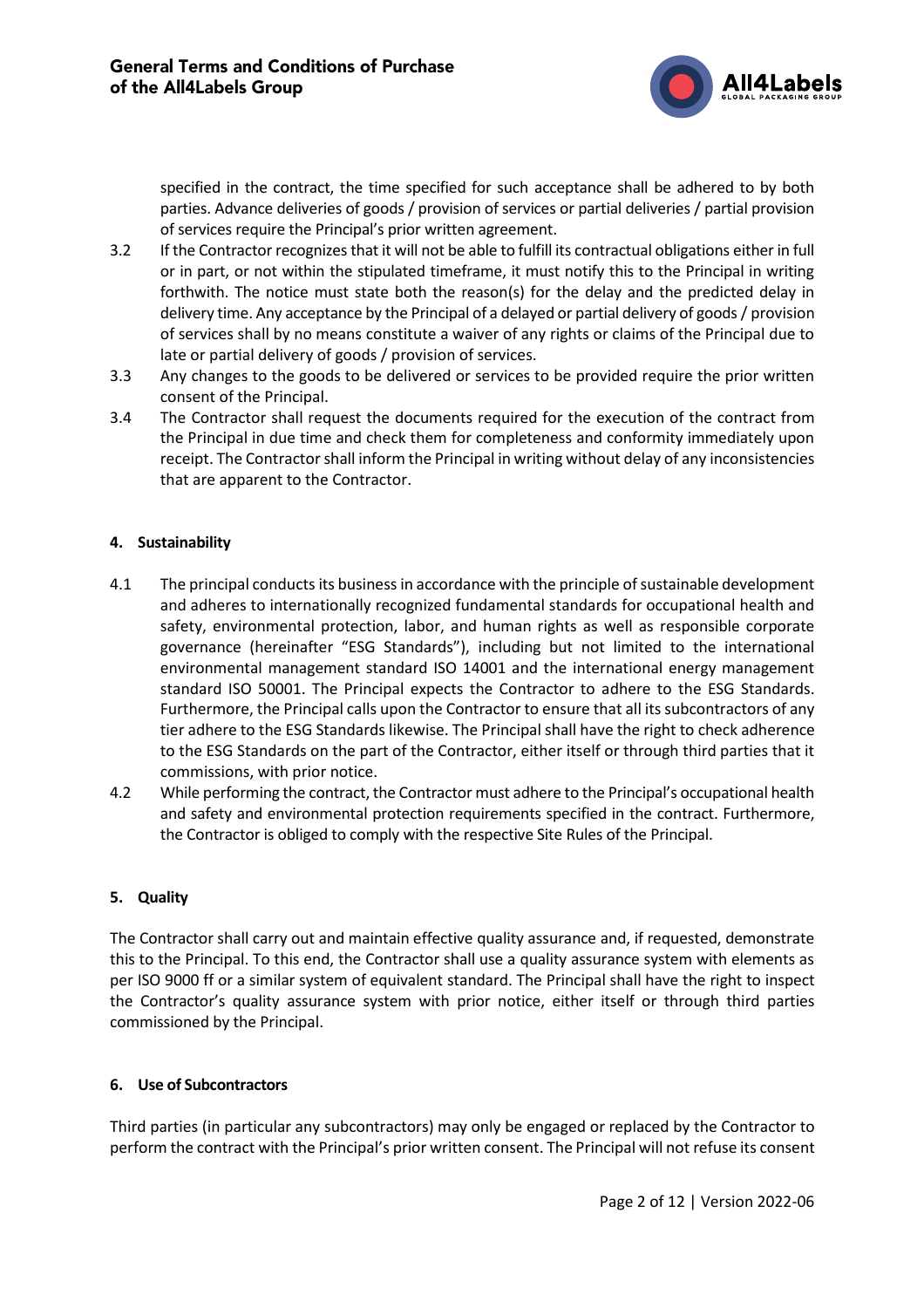specified in the contract, the time specified for such acceptance shall be adhered to by both parties. Advance deliveries of goods / provision of services or partial deliveries / partial provision of services require the Principal's prior written agreement.

3.2 If the Contractor recognizes that it will not be able to fulfill its contractual obligations either in full or in part, or not within the stipulated timeframe, it must notify this to the Principal in writing forthwith. The notice must state both the reason(s) for the delay and the predicted delay in delivery time. Any acceptance by the Principal of a delayed or partial delivery of goods / provision of services shall by no means constitute a waiver of any rights or claims of the Principal due to late or partial delivery of goods / provision of services.

3.3 Any changes to the goods to be delivered or services to be provided require the prior written consent of the Principal.

3.4 The Contractor shall request the documents required for the execution of the contract from the Principal in due time and check them for completeness and conformity immediately upon receipt. The Contractor shall inform the Principal in writing without delay of any inconsistencies that are apparent to the Contractor.

## 4. Sustainability

4.1 The principal conducts its business in accordance with the principle of sustainable development and adheres to internationally recognized fundamental standards for occupational health and safety, environmental protection, labor, and human rights as well as responsible corporate governance (hereinafter "ESG Standards"), including but not limited to the international environmental management standard ISO 14001 and the international energy management standard ISO 50001. The Principal expects the Contractor to adhere to the ESG Standards. Furthermore, the Principal calls upon the Contractor to ensure that all its subcontractors of any tier adhere to the ESG Standards likewise. The Principal shall have the right to check adherence to the ESG Standards on the part of the Contractor, either itself or through third parties that it commissions, with prior notice.

4.2 While performing the contract, the Contractor must adhere to the Principal's occupational health and safety and environmental protection requirements specified in the contract. Furthermore, the Contractor is obliged to comply with the respective Site Rules of the Principal.

## 5. Quality

The Contractor shall carry out and maintain effective quality assurance and, if requested, demonstrate this to the Principal. To this end, the Contractor shall use a quality assurance system with elements as per ISO 9000 ff or a similar system of equivalent standard. The Principal shall have the right to inspect the Contractor's quality assurance system with prior notice, either itself or through third parties commissioned by the Principal.

## 6. Use of Subcontractors

Third parties (in particular any subcontractors) may only be engaged or replaced by the Contractor to perform the contract with the Principal's prior written consent. The Principal will not refuse its consent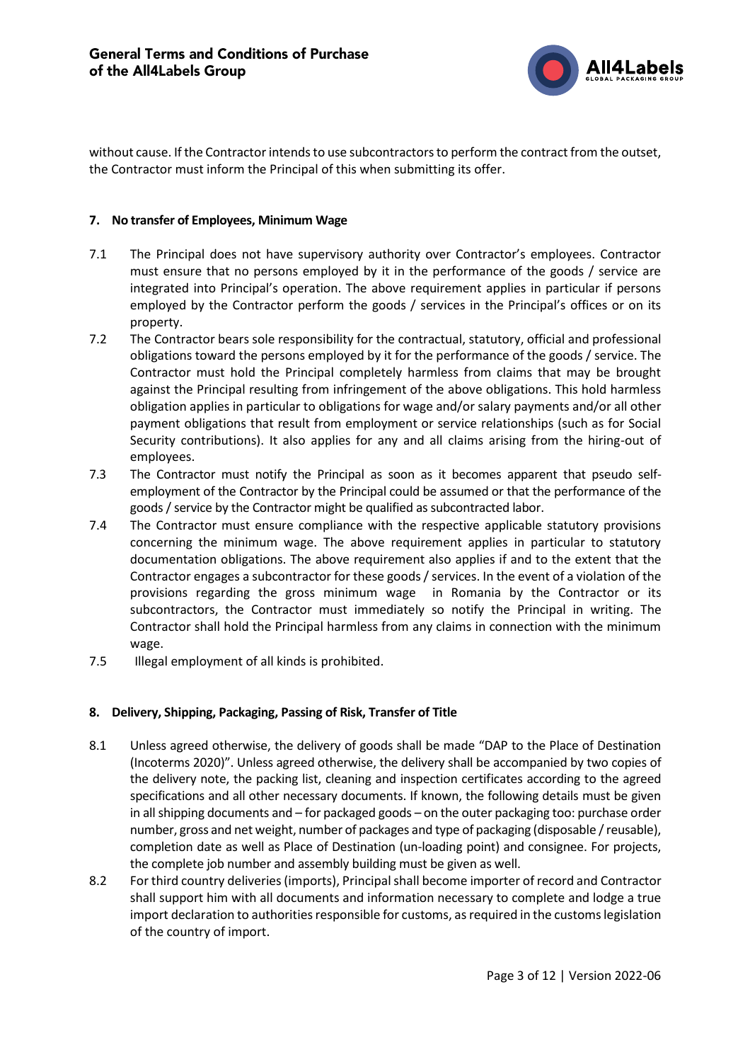without cause. If the Contractor intends to use subcontractors to perform the contract from the outset, the Contractor must inform the Principal of this when submitting its offer.

## 7. No transfer of Employees, Minimum Wage

7.1 The Principal does not have supervisory authority over Contractor's employees. Contractor must ensure that no persons employed by it in the performance of the goods / service are integrated into Principal's operation. The above requirement applies in particular if persons employed by the Contractor perform the goods / services in the Principal's offices or on its property.

7.2 The Contractor bears sole responsibility for the contractual, statutory, official and professional obligations toward the persons employed by it for the performance of the goods / service. The Contractor must hold the Principal completely harmless from claims that may be brought against the Principal resulting from infringement of the above obligations. This hold harmless obligation applies in particular to obligations for wage and/or salary payments and/or all other payment obligations that result from employment or service relationships (such as for Social Security contributions). It also applies for any and all claims arising from the hiring-out of employees.

7.3 The Contractor must notify the Principal as soon as it becomes apparent that pseudo self-employment of the Contractor by the Principal could be assumed or that the performance of the goods / service by the Contractor might be qualified as subcontracted labor.

7.4 The Contractor must ensure compliance with the respective applicable statutory provisions concerning the minimum wage. The above requirement applies in particular to statutory documentation obligations. The above requirement also applies if and to the extent that the Contractor engages a subcontractor for these goods / services. In the event of a violation of the provisions regarding the gross minimum wage in Romania by the Contractor or its subcontractors, the Contractor must immediately so notify the Principal in writing. The Contractor shall hold the Principal harmless from any claims in connection with the minimum wage.

7.5 Illegal employment of all kinds is prohibited.

## 8. Delivery, Shipping, Packaging, Passing of Risk, Transfer of Title

8.1 Unless agreed otherwise, the delivery of goods shall be made "DAP to the Place of Destination (Incoterms 2020)". Unless agreed otherwise, the delivery shall be accompanied by two copies of the delivery note, the packing list, cleaning and inspection certificates according to the agreed specifications and all other necessary documents. If known, the following details must be given in all shipping documents and – for packaged goods – on the outer packaging too: purchase order number, gross and net weight, number of packages and type of packaging (disposable / reusable), completion date as well as Place of Destination (un-loading point) and consignee. For projects, the complete job number and assembly building must be given as well.

8.2 For third country deliveries (imports), Principal shall become importer of record and Contractor shall support him with all documents and information necessary to complete and lodge a true import declaration to authorities responsible for customs, as required in the customs legislation of the country of import.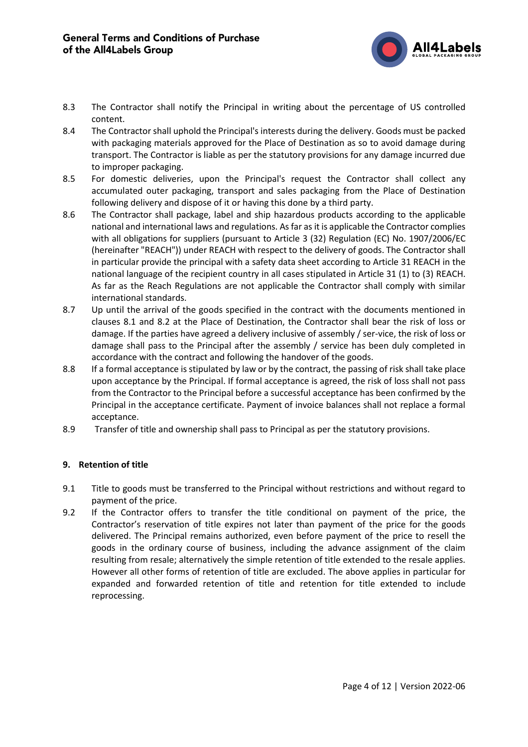8.3 The Contractor shall notify the Principal in writing about the percentage of US controlled content.

8.4 The Contractor shall uphold the Principal's interests during the delivery. Goods must be packed with packaging materials approved for the Place of Destination as so to avoid damage during transport. The Contractor is liable as per the statutory provisions for any damage incurred due to improper packaging.

8.5 For domestic deliveries, upon the Principal's request the Contractor shall collect any accumulated outer packaging, transport and sales packaging from the Place of Destination following delivery and dispose of it or having this done by a third party.

8.6 The Contractor shall package, label and ship hazardous products according to the applicable national and international laws and regulations. As far as it is applicable the Contractor complies with all obligations for suppliers (pursuant to Article 3 (32) Regulation (EC) No. 1907/2006/EC (hereinafter "REACH")) under REACH with respect to the delivery of goods. The Contractor shall in particular provide the principal with a safety data sheet according to Article 31 REACH in the national language of the recipient country in all cases stipulated in Article 31 (1) to (3) REACH. As far as the Reach Regulations are not applicable the Contractor shall comply with similar international standards.

8.7 Up until the arrival of the goods specified in the contract with the documents mentioned in clauses 8.1 and 8.2 at the Place of Destination, the Contractor shall bear the risk of loss or damage. If the parties have agreed a delivery inclusive of assembly / ser-vice, the risk of loss or damage shall pass to the Principal after the assembly / service has been duly completed in accordance with the contract and following the handover of the goods.

8.8 If a formal acceptance is stipulated by law or by the contract, the passing of risk shall take place upon acceptance by the Principal. If formal acceptance is agreed, the risk of loss shall not pass from the Contractor to the Principal before a successful acceptance has been confirmed by the Principal in the acceptance certificate. Payment of invoice balances shall not replace a formal acceptance.

8.9 Transfer of title and ownership shall pass to Principal as per the statutory provisions.

## 9. Retention of title

9.1 Title to goods must be transferred to the Principal without restrictions and without regard to payment of the price.

9.2 If the Contractor offers to transfer the title conditional on payment of the price, the Contractor's reservation of title expires not later than payment of the price for the goods delivered. The Principal remains authorized, even before payment of the price to resell the goods in the ordinary course of business, including the advance assignment of the claim resulting from resale; alternatively the simple retention of title extended to the resale applies. However all other forms of retention of title are excluded. The above applies in particular for expanded and forwarded retention of title and retention for title extended to include reprocessing.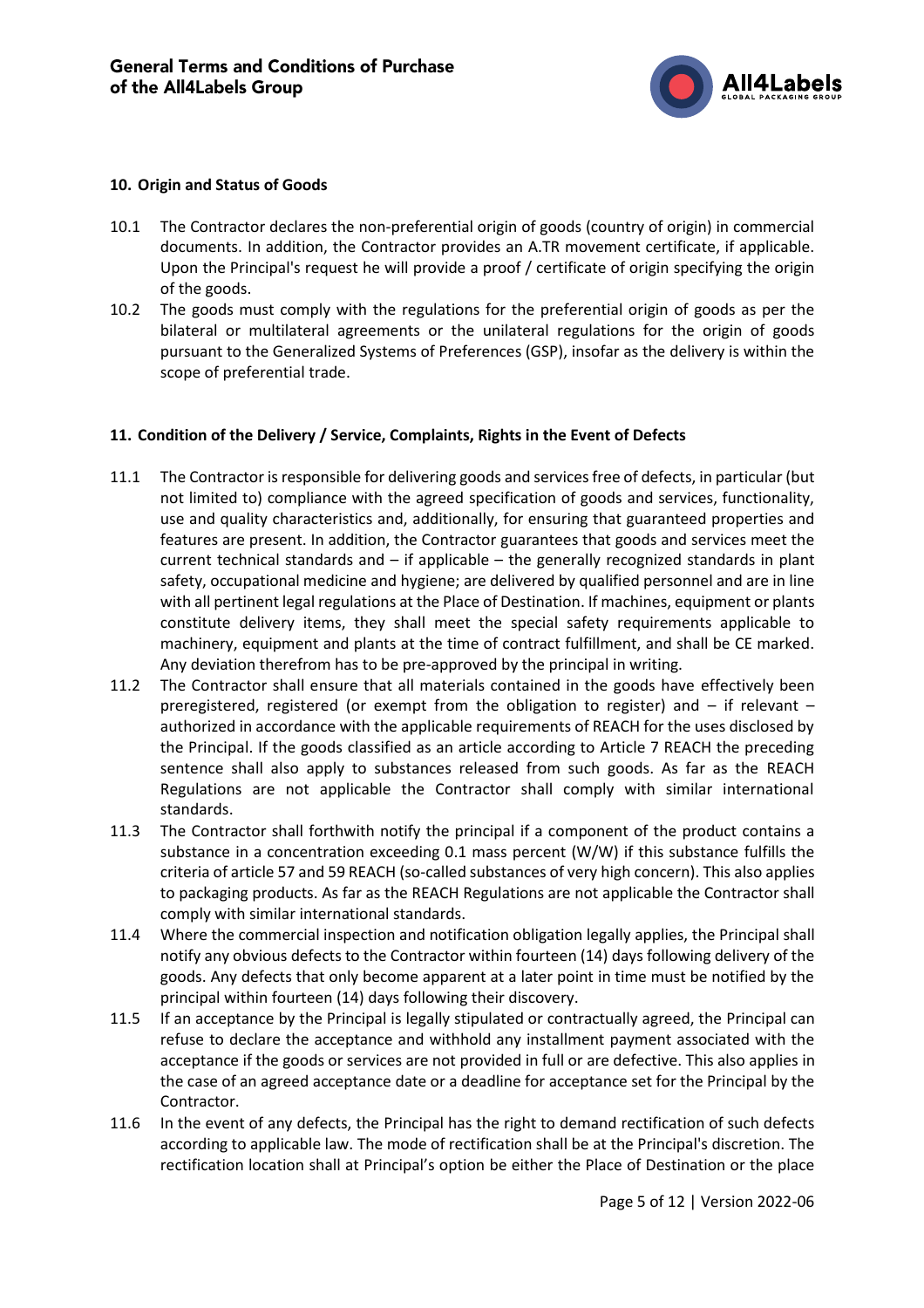## 10. Origin and Status of Goods

10.1 The Contractor declares the non-preferential origin of goods (country of origin) in commercial documents. In addition, the Contractor provides an A.TR movement certificate, if applicable. Upon the Principal's request he will provide a proof / certificate of origin specifying the origin of the goods.

10.2 The goods must comply with the regulations for the preferential origin of goods as per the bilateral or multilateral agreements or the unilateral regulations for the origin of goods pursuant to the Generalized Systems of Preferences (GSP), insofar as the delivery is within the scope of preferential trade.

## 11. Condition of the Delivery / Service, Complaints, Rights in the Event of Defects

11.1 The Contractor is responsible for delivering goods and services free of defects, in particular (but not limited to) compliance with the agreed specification of goods and services, functionality, use and quality characteristics and, additionally, for ensuring that guaranteed properties and features are present. In addition, the Contractor guarantees that goods and services meet the current technical standards and – if applicable – the generally recognized standards in plant safety, occupational medicine and hygiene; are delivered by qualified personnel and are in line with all pertinent legal regulations at the Place of Destination. If machines, equipment or plants constitute delivery items, they shall meet the special safety requirements applicable to machinery, equipment and plants at the time of contract fulfillment, and shall be CE marked. Any deviation therefrom has to be pre-approved by the principal in writing.

11.2 The Contractor shall ensure that all materials contained in the goods have effectively been preregistered, registered (or exempt from the obligation to register) and – if relevant – authorized in accordance with the applicable requirements of REACH for the uses disclosed by the Principal. If the goods classified as an article according to Article 7 REACH the preceding sentence shall also apply to substances released from such goods. As far as the REACH Regulations are not applicable the Contractor shall comply with similar international standards.

11.3 The Contractor shall forthwith notify the principal if a component of the product contains a substance in a concentration exceeding 0.1 mass percent (W/W) if this substance fulfills the criteria of article 57 and 59 REACH (so-called substances of very high concern). This also applies to packaging products. As far as the REACH Regulations are not applicable the Contractor shall comply with similar international standards.

11.4 Where the commercial inspection and notification obligation legally applies, the Principal shall notify any obvious defects to the Contractor within fourteen (14) days following delivery of the goods. Any defects that only become apparent at a later point in time must be notified by the principal within fourteen (14) days following their discovery.

11.5 If an acceptance by the Principal is legally stipulated or contractually agreed, the Principal can refuse to declare the acceptance and withhold any installment payment associated with the acceptance if the goods or services are not provided in full or are defective. This also applies in the case of an agreed acceptance date or a deadline for acceptance set for the Principal by the Contractor.

11.6 In the event of any defects, the Principal has the right to demand rectification of such defects according to applicable law. The mode of rectification shall be at the Principal's discretion. The rectification location shall at Principal's option be either the Place of Destination or the place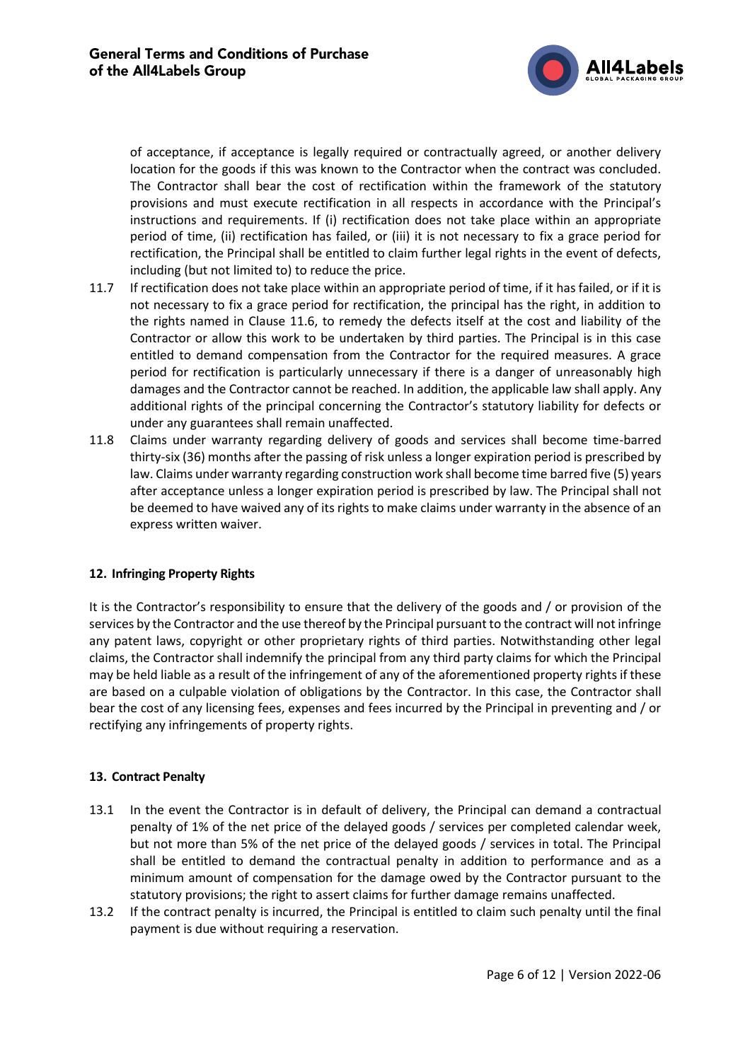of acceptance, if acceptance is legally required or contractually agreed, or another delivery location for the goods if this was known to the Contractor when the contract was concluded. The Contractor shall bear the cost of rectification within the framework of the statutory provisions and must execute rectification in all respects in accordance with the Principal's instructions and requirements. If (i) rectification does not take place within an appropriate period of time, (ii) rectification has failed, or (iii) it is not necessary to fix a grace period for rectification, the Principal shall be entitled to claim further legal rights in the event of defects, including (but not limited to) to reduce the price.

11.7 If rectification does not take place within an appropriate period of time, if it has failed, or if it is not necessary to fix a grace period for rectification, the principal has the right, in addition to the rights named in Clause 11.6, to remedy the defects itself at the cost and liability of the Contractor or allow this work to be undertaken by third parties. The Principal is in this case entitled to demand compensation from the Contractor for the required measures. A grace period for rectification is particularly unnecessary if there is a danger of unreasonably high damages and the Contractor cannot be reached. In addition, the applicable law shall apply. Any additional rights of the principal concerning the Contractor's statutory liability for defects or under any guarantees shall remain unaffected.

11.8 Claims under warranty regarding delivery of goods and services shall become time-barred thirty-six (36) months after the passing of risk unless a longer expiration period is prescribed by law. Claims under warranty regarding construction work shall become time barred five (5) years after acceptance unless a longer expiration period is prescribed by law. The Principal shall not be deemed to have waived any of its rights to make claims under warranty in the absence of an express written waiver.

## 12. Infringing Property Rights

It is the Contractor's responsibility to ensure that the delivery of the goods and / or provision of the services by the Contractor and the use thereof by the Principal pursuant to the contract will not infringe any patent laws, copyright or other proprietary rights of third parties. Notwithstanding other legal claims, the Contractor shall indemnify the principal from any third party claims for which the Principal may be held liable as a result of the infringement of any of the aforementioned property rights if these are based on a culpable violation of obligations by the Contractor. In this case, the Contractor shall bear the cost of any licensing fees, expenses and fees incurred by the Principal in preventing and / or rectifying any infringements of property rights.

## 13. Contract Penalty

13.1 In the event the Contractor is in default of delivery, the Principal can demand a contractual penalty of 1% of the net price of the delayed goods / services per completed calendar week, but not more than 5% of the net price of the delayed goods / services in total. The Principal shall be entitled to demand the contractual penalty in addition to performance and as a minimum amount of compensation for the damage owed by the Contractor pursuant to the statutory provisions; the right to assert claims for further damage remains unaffected.

13.2 If the contract penalty is incurred, the Principal is entitled to claim such penalty until the final payment is due without requiring a reservation.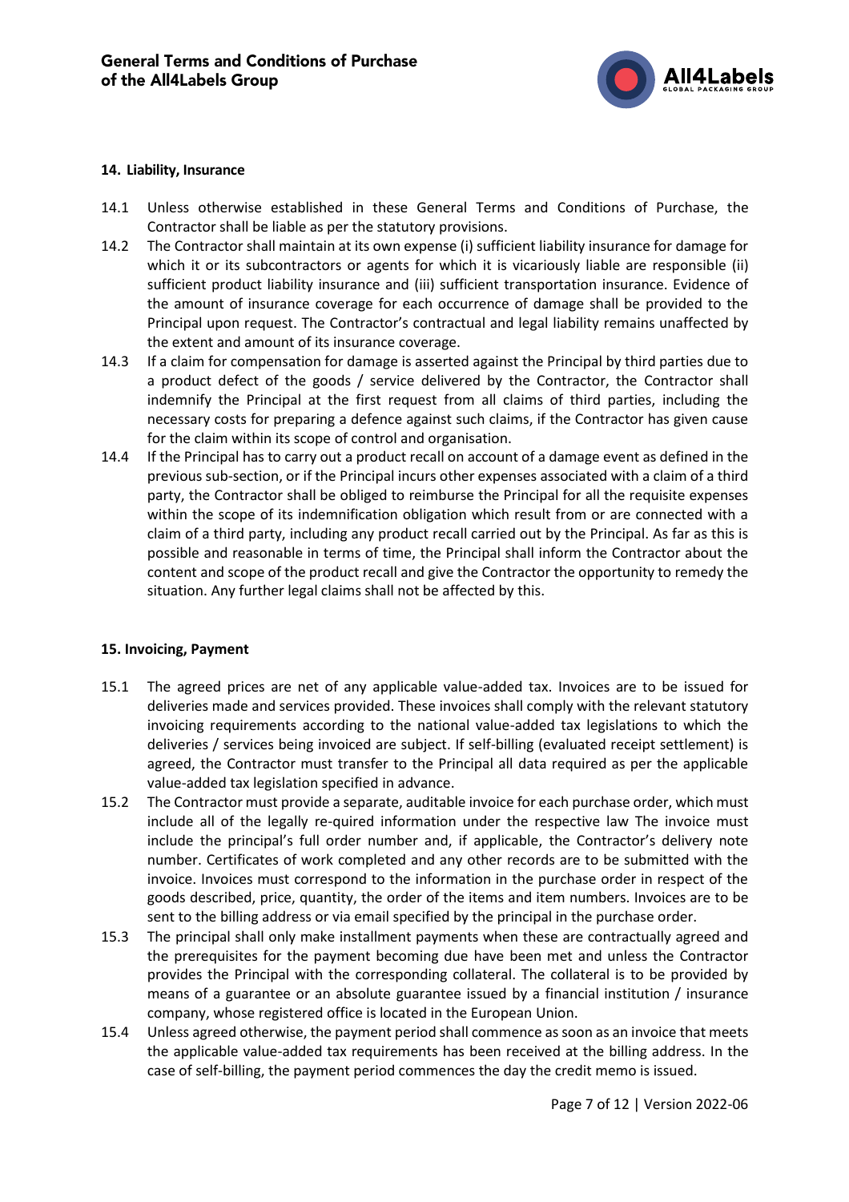## 14. Liability, Insurance

14.1 Unless otherwise established in these General Terms and Conditions of Purchase, the Contractor shall be liable as per the statutory provisions.

14.2 The Contractor shall maintain at its own expense (i) sufficient liability insurance for damage for which it or its subcontractors or agents for which it is vicariously liable are responsible (ii) sufficient product liability insurance and (iii) sufficient transportation insurance. Evidence of the amount of insurance coverage for each occurrence of damage shall be provided to the Principal upon request. The Contractor's contractual and legal liability remains unaffected by the extent and amount of its insurance coverage.

14.3 If a claim for compensation for damage is asserted against the Principal by third parties due to a product defect of the goods / service delivered by the Contractor, the Contractor shall indemnify the Principal at the first request from all claims of third parties, including the necessary costs for preparing a defence against such claims, if the Contractor has given cause for the claim within its scope of control and organisation.

14.4 If the Principal has to carry out a product recall on account of a damage event as defined in the previous sub-section, or if the Principal incurs other expenses associated with a claim of a third party, the Contractor shall be obliged to reimburse the Principal for all the requisite expenses within the scope of its indemnification obligation which result from or are connected with a claim of a third party, including any product recall carried out by the Principal. As far as this is possible and reasonable in terms of time, the Principal shall inform the Contractor about the content and scope of the product recall and give the Contractor the opportunity to remedy the situation. Any further legal claims shall not be affected by this.

## 15. Invoicing, Payment

15.1 The agreed prices are net of any applicable value-added tax. Invoices are to be issued for deliveries made and services provided. These invoices shall comply with the relevant statutory invoicing requirements according to the national value-added tax legislations to which the deliveries / services being invoiced are subject. If self-billing (evaluated receipt settlement) is agreed, the Contractor must transfer to the Principal all data required as per the applicable value-added tax legislation specified in advance.

15.2 The Contractor must provide a separate, auditable invoice for each purchase order, which must include all of the legally re-quired information under the respective law The invoice must include the principal's full order number and, if applicable, the Contractor's delivery note number. Certificates of work completed and any other records are to be submitted with the invoice. Invoices must correspond to the information in the purchase order in respect of the goods described, price, quantity, the order of the items and item numbers. Invoices are to be sent to the billing address or via email specified by the principal in the purchase order.

15.3 The principal shall only make installment payments when these are contractually agreed and the prerequisites for the payment becoming due have been met and unless the Contractor provides the Principal with the corresponding collateral. The collateral is to be provided by means of a guarantee or an absolute guarantee issued by a financial institution / insurance company, whose registered office is located in the European Union.

15.4 Unless agreed otherwise, the payment period shall commence as soon as an invoice that meets the applicable value-added tax requirements has been received at the billing address. In the case of self-billing, the payment period commences the day the credit memo is issued.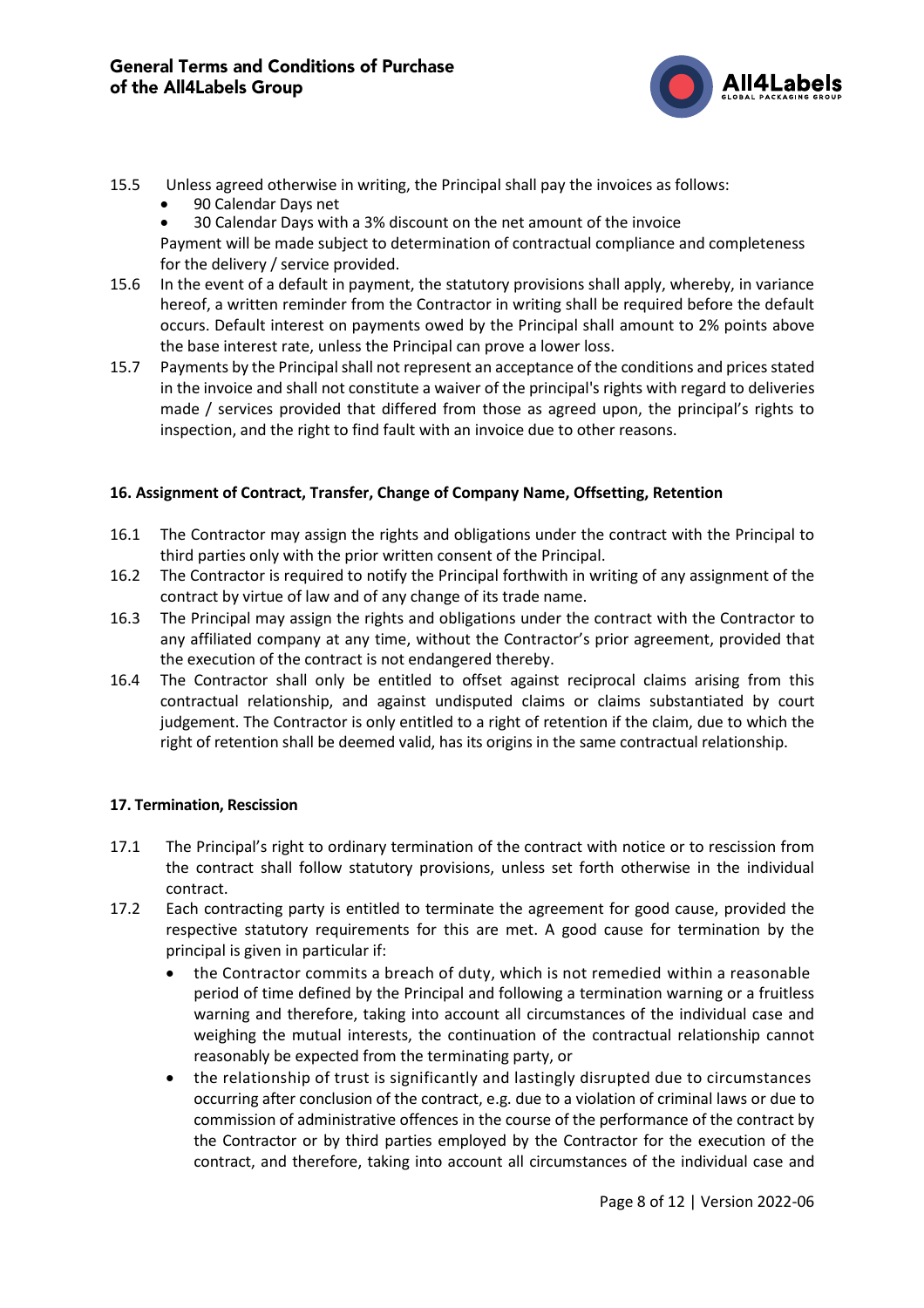15.5 Unless agreed otherwise in writing, the Principal shall pay the invoices as follows:

- 90 Calendar Days net
- 30 Calendar Days with a 3% discount on the net amount of the invoice

Payment will be made subject to determination of contractual compliance and completeness for the delivery / service provided.

15.6 In the event of a default in payment, the statutory provisions shall apply, whereby, in variance hereof, a written reminder from the Contractor in writing shall be required before the default occurs. Default interest on payments owed by the Principal shall amount to 2% points above the base interest rate, unless the Principal can prove a lower loss.

15.7 Payments by the Principal shall not represent an acceptance of the conditions and prices stated in the invoice and shall not constitute a waiver of the principal's rights with regard to deliveries made / services provided that differed from those as agreed upon, the principal's rights to inspection, and the right to find fault with an invoice due to other reasons.

### 16. Assignment of Contract, Transfer, Change of Company Name, Offsetting, Retention

16.1 The Contractor may assign the rights and obligations under the contract with the Principal to third parties only with the prior written consent of the Principal.

16.2 The Contractor is required to notify the Principal forthwith in writing of any assignment of the contract by virtue of law and of any change of its trade name.

16.3 The Principal may assign the rights and obligations under the contract with the Contractor to any affiliated company at any time, without the Contractor's prior agreement, provided that the execution of the contract is not endangered thereby.

16.4 The Contractor shall only be entitled to offset against reciprocal claims arising from this contractual relationship, and against undisputed claims or claims substantiated by court judgement. The Contractor is only entitled to a right of retention if the claim, due to which the right of retention shall be deemed valid, has its origins in the same contractual relationship.

### 17. Termination, Rescission

17.1 The Principal's right to ordinary termination of the contract with notice or to rescission from the contract shall follow statutory provisions, unless set forth otherwise in the individual contract.

17.2 Each contracting party is entitled to terminate the agreement for good cause, provided the respective statutory requirements for this are met. A good cause for termination by the principal is given in particular if:

- the Contractor commits a breach of duty, which is not remedied within a reasonable period of time defined by the Principal and following a termination warning or a fruitless warning and therefore, taking into account all circumstances of the individual case and weighing the mutual interests, the continuation of the contractual relationship cannot reasonably be expected from the terminating party, or
- the relationship of trust is significantly and lastingly disrupted due to circumstances occurring after conclusion of the contract, e.g. due to a violation of criminal laws or due to commission of administrative offences in the course of the performance of the contract by the Contractor or by third parties employed by the Contractor for the execution of the contract, and therefore, taking into account all circumstances of the individual case and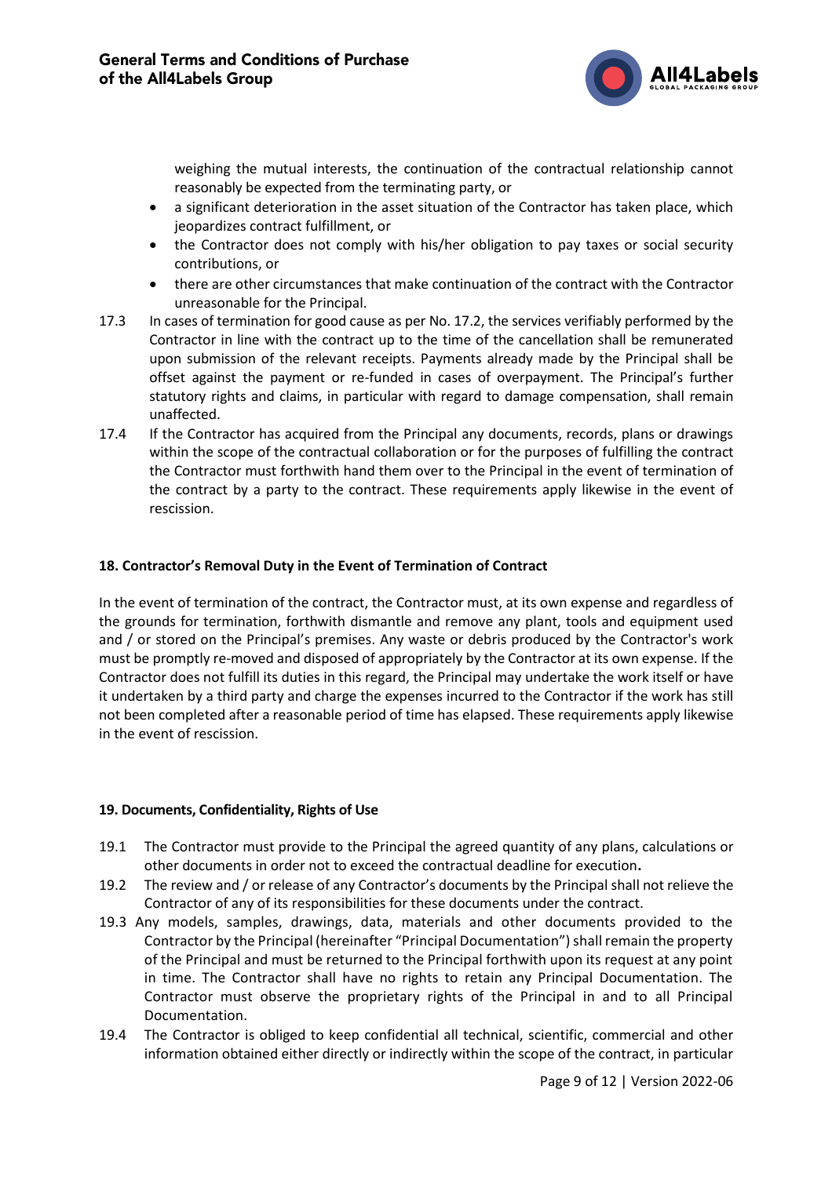weighing the mutual interests, the continuation of the contractual relationship cannot reasonably be expected from the terminating party, or

- a significant deterioration in the asset situation of the Contractor has taken place, which jeopardizes contract fulfillment, or
- the Contractor does not comply with his/her obligation to pay taxes or social security contributions, or
- there are other circumstances that make continuation of the contract with the Contractor unreasonable for the Principal.

17.3 In cases of termination for good cause as per No. 17.2, the services verifiably performed by the Contractor in line with the contract up to the time of the cancellation shall be remunerated upon submission of the relevant receipts. Payments already made by the Principal shall be offset against the payment or re-funded in cases of overpayment. The Principal's further statutory rights and claims, in particular with regard to damage compensation, shall remain unaffected.

17.4 If the Contractor has acquired from the Principal any documents, records, plans or drawings within the scope of the contractual collaboration or for the purposes of fulfilling the contract the Contractor must forthwith hand them over to the Principal in the event of termination of the contract by a party to the contract. These requirements apply likewise in the event of rescission.

## 18. Contractor's Removal Duty in the Event of Termination of Contract

In the event of termination of the contract, the Contractor must, at its own expense and regardless of the grounds for termination, forthwith dismantle and remove any plant, tools and equipment used and / or stored on the Principal's premises. Any waste or debris produced by the Contractor's work must be promptly re-moved and disposed of appropriately by the Contractor at its own expense. If the Contractor does not fulfill its duties in this regard, the Principal may undertake the work itself or have it undertaken by a third party and charge the expenses incurred to the Contractor if the work has still not been completed after a reasonable period of time has elapsed. These requirements apply likewise in the event of rescission.

## 19. Documents, Confidentiality, Rights of Use

19.1 The Contractor must provide to the Principal the agreed quantity of any plans, calculations or other documents in order not to exceed the contractual deadline for execution**.**

19.2 The review and / or release of any Contractor's documents by the Principal shall not relieve the Contractor of any of its responsibilities for these documents under the contract.

19.3 Any models, samples, drawings, data, materials and other documents provided to the Contractor by the Principal (hereinafter "Principal Documentation") shall remain the property of the Principal and must be returned to the Principal forthwith upon its request at any point in time. The Contractor shall have no rights to retain any Principal Documentation. The Contractor must observe the proprietary rights of the Principal in and to all Principal Documentation.

19.4 The Contractor is obliged to keep confidential all technical, scientific, commercial and other information obtained either directly or indirectly within the scope of the contract, in particular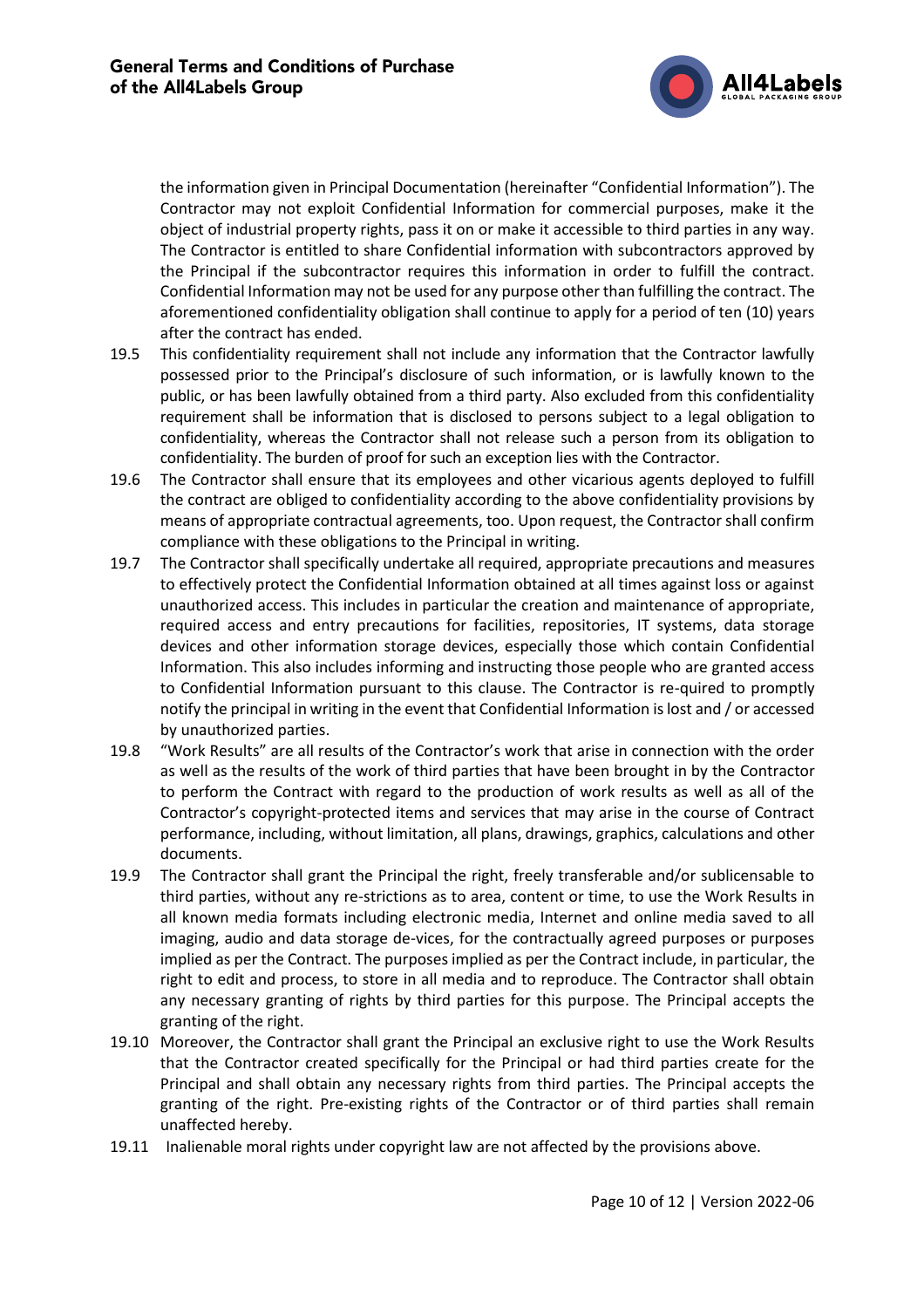the information given in Principal Documentation (hereinafter "Confidential Information"). The Contractor may not exploit Confidential Information for commercial purposes, make it the object of industrial property rights, pass it on or make it accessible to third parties in any way. The Contractor is entitled to share Confidential information with subcontractors approved by the Principal if the subcontractor requires this information in order to fulfill the contract. Confidential Information may not be used for any purpose other than fulfilling the contract. The aforementioned confidentiality obligation shall continue to apply for a period of ten (10) years after the contract has ended.

19.5 This confidentiality requirement shall not include any information that the Contractor lawfully possessed prior to the Principal's disclosure of such information, or is lawfully known to the public, or has been lawfully obtained from a third party. Also excluded from this confidentiality requirement shall be information that is disclosed to persons subject to a legal obligation to confidentiality, whereas the Contractor shall not release such a person from its obligation to confidentiality. The burden of proof for such an exception lies with the Contractor.

19.6 The Contractor shall ensure that its employees and other vicarious agents deployed to fulfill the contract are obliged to confidentiality according to the above confidentiality provisions by means of appropriate contractual agreements, too. Upon request, the Contractor shall confirm compliance with these obligations to the Principal in writing.

19.7 The Contractor shall specifically undertake all required, appropriate precautions and measures to effectively protect the Confidential Information obtained at all times against loss or against unauthorized access. This includes in particular the creation and maintenance of appropriate, required access and entry precautions for facilities, repositories, IT systems, data storage devices and other information storage devices, especially those which contain Confidential Information. This also includes informing and instructing those people who are granted access to Confidential Information pursuant to this clause. The Contractor is re-quired to promptly notify the principal in writing in the event that Confidential Information is lost and / or accessed by unauthorized parties.

19.8 "Work Results" are all results of the Contractor's work that arise in connection with the order as well as the results of the work of third parties that have been brought in by the Contractor to perform the Contract with regard to the production of work results as well as all of the Contractor's copyright-protected items and services that may arise in the course of Contract performance, including, without limitation, all plans, drawings, graphics, calculations and other documents.

19.9 The Contractor shall grant the Principal the right, freely transferable and/or sublicensable to third parties, without any re-strictions as to area, content or time, to use the Work Results in all known media formats including electronic media, Internet and online media saved to all imaging, audio and data storage de-vices, for the contractually agreed purposes or purposes implied as per the Contract. The purposes implied as per the Contract include, in particular, the right to edit and process, to store in all media and to reproduce. The Contractor shall obtain any necessary granting of rights by third parties for this purpose. The Principal accepts the granting of the right.

19.10 Moreover, the Contractor shall grant the Principal an exclusive right to use the Work Results that the Contractor created specifically for the Principal or had third parties create for the Principal and shall obtain any necessary rights from third parties. The Principal accepts the granting of the right. Pre-existing rights of the Contractor or of third parties shall remain unaffected hereby.

19.11 Inalienable moral rights under copyright law are not affected by the provisions above.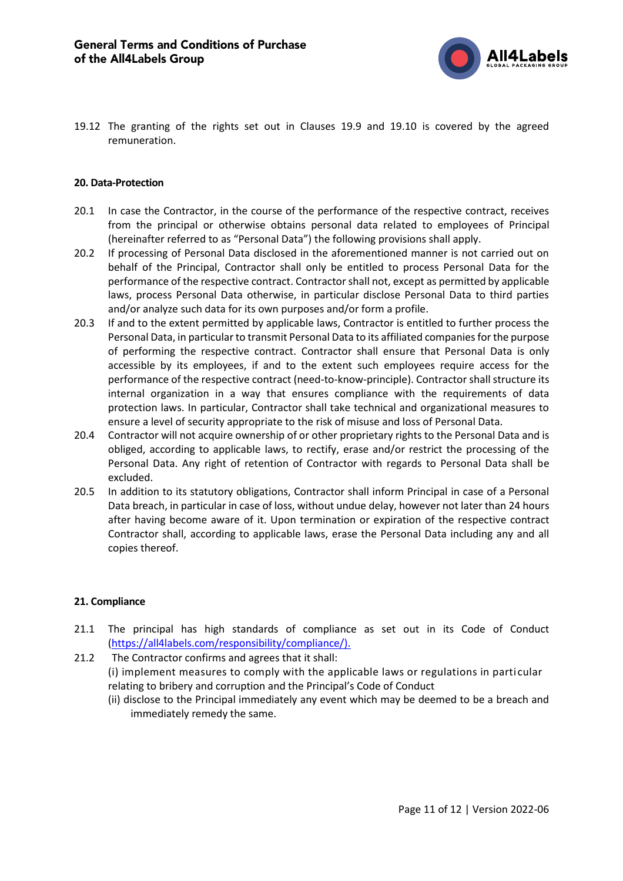19.12 The granting of the rights set out in Clauses 19.9 and 19.10 is covered by the agreed remuneration.

**20. Data-Protection**

20.1 In case the Contractor, in the course of the performance of the respective contract, receives from the principal or otherwise obtains personal data related to employees of Principal (hereinafter referred to as "Personal Data") the following provisions shall apply.

20.2 If processing of Personal Data disclosed in the aforementioned manner is not carried out on behalf of the Principal, Contractor shall only be entitled to process Personal Data for the performance of the respective contract. Contractor shall not, except as permitted by applicable laws, process Personal Data otherwise, in particular disclose Personal Data to third parties and/or analyze such data for its own purposes and/or form a profile.

20.3 If and to the extent permitted by applicable laws, Contractor is entitled to further process the Personal Data, in particular to transmit Personal Data to its affiliated companies for the purpose of performing the respective contract. Contractor shall ensure that Personal Data is only accessible by its employees, if and to the extent such employees require access for the performance of the respective contract (need-to-know-principle). Contractor shall structure its internal organization in a way that ensures compliance with the requirements of data protection laws. In particular, Contractor shall take technical and organizational measures to ensure a level of security appropriate to the risk of misuse and loss of Personal Data.

20.4 Contractor will not acquire ownership of or other proprietary rights to the Personal Data and is obliged, according to applicable laws, to rectify, erase and/or restrict the processing of the Personal Data. Any right of retention of Contractor with regards to Personal Data shall be excluded.

20.5 In addition to its statutory obligations, Contractor shall inform Principal in case of a Personal Data breach, in particular in case of loss, without undue delay, however not later than 24 hours after having become aware of it. Upon termination or expiration of the respective contract Contractor shall, according to applicable laws, erase the Personal Data including any and all copies thereof.

**21. Compliance**

21.1 The principal has high standards of compliance as set out in its Code of Conduct (https://all4labels.com/responsibility/compliance/).

21.2 The Contractor confirms and agrees that it shall:
(i) implement measures to comply with the applicable laws or regulations in particular relating to bribery and corruption and the Principal's Code of Conduct
(ii) disclose to the Principal immediately any event which may be deemed to be a breach and immediately remedy the same.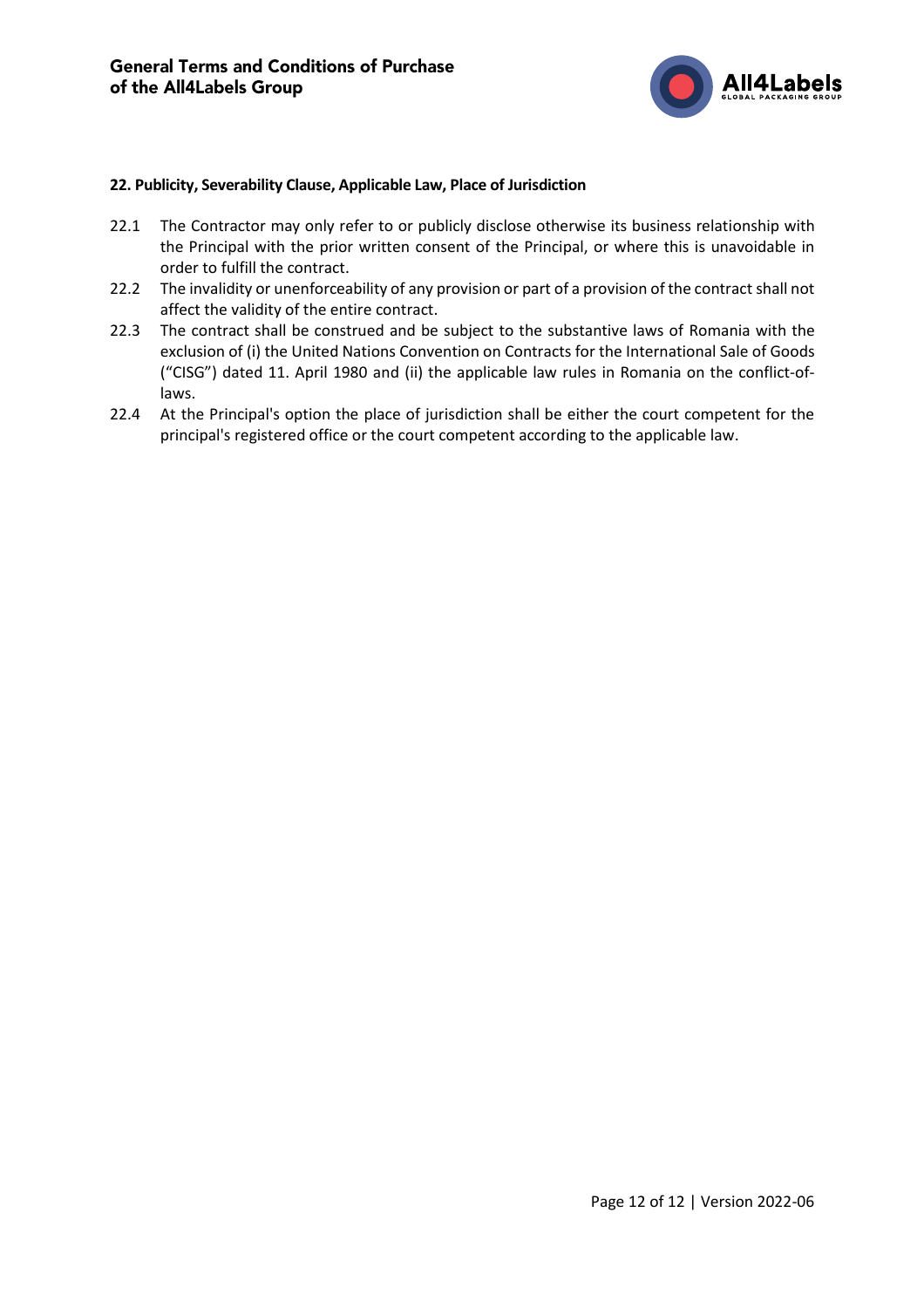**22. Publicity, Severability Clause, Applicable Law, Place of Jurisdiction**

22.1 The Contractor may only refer to or publicly disclose otherwise its business relationship with the Principal with the prior written consent of the Principal, or where this is unavoidable in order to fulfill the contract.

22.2 The invalidity or unenforceability of any provision or part of a provision of the contract shall not affect the validity of the entire contract.

22.3 The contract shall be construed and be subject to the substantive laws of Romania with the exclusion of (i) the United Nations Convention on Contracts for the International Sale of Goods ("CISG") dated 11. April 1980 and (ii) the applicable law rules in Romania on the conflict-of-laws.

22.4 At the Principal's option the place of jurisdiction shall be either the court competent for the principal's registered office or the court competent according to the applicable law.